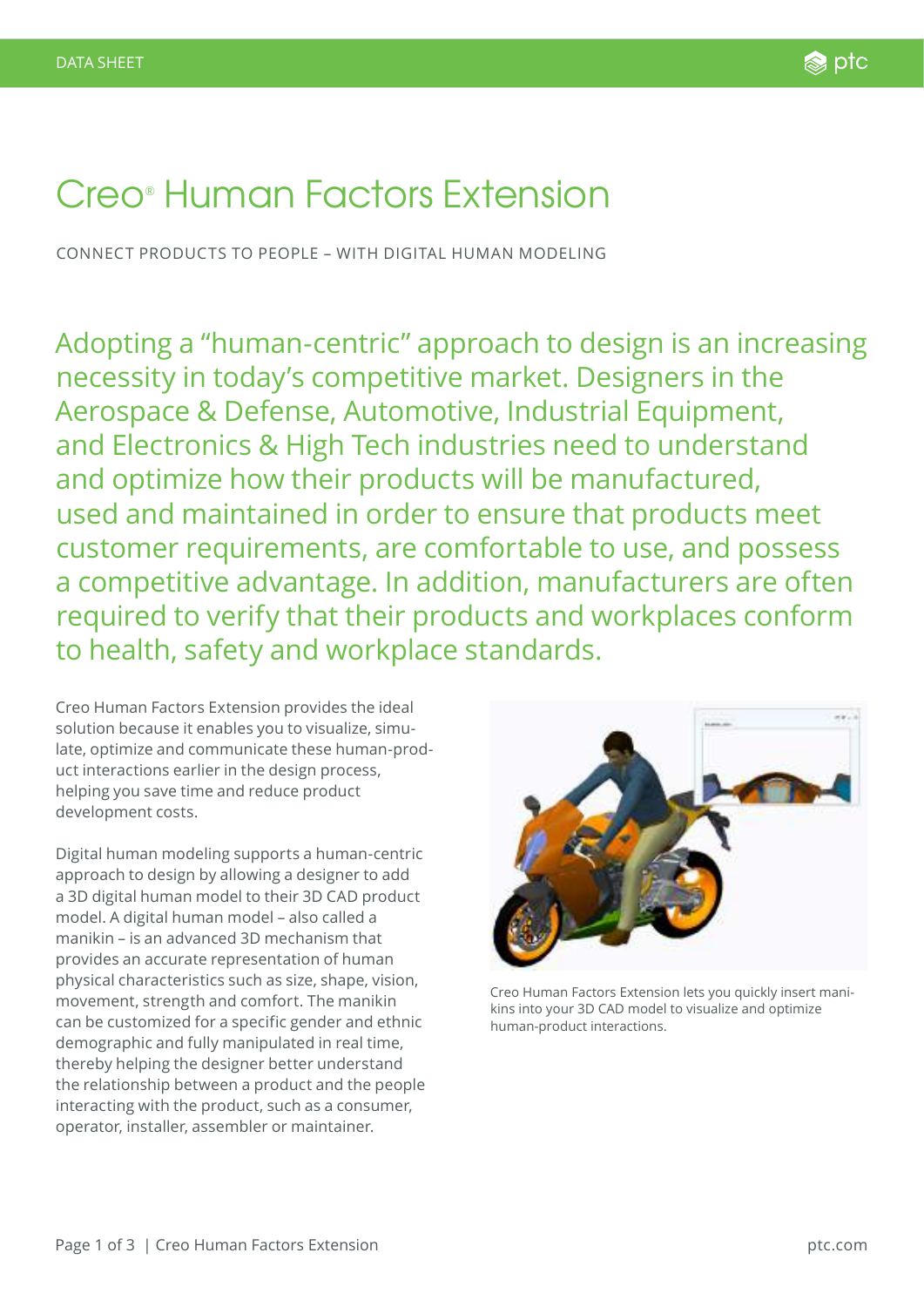DATA SHEET

# Creo® Human Factors Extension

CONNECT PRODUCTS TO PEOPLE – WITH DIGITAL HUMAN MODELING

Adopting a "human-centric" approach to design is an increasing necessity in today's competitive market. Designers in the Aerospace & Defense, Automotive, Industrial Equipment, and Electronics & High Tech industries need to understand and optimize how their products will be manufactured, used and maintained in order to ensure that products meet customer requirements, are comfortable to use, and possess a competitive advantage. In addition, manufacturers are often required to verify that their products and workplaces conform to health, safety and workplace standards.

Creo Human Factors Extension provides the ideal solution because it enables you to visualize, simulate, optimize and communicate these human-product interactions earlier in the design process, helping you save time and reduce product development costs.

Digital human modeling supports a human-centric approach to design by allowing a designer to add a 3D digital human model to their 3D CAD product model. A digital human model – also called a manikin – is an advanced 3D mechanism that provides an accurate representation of human physical characteristics such as size, shape, vision, movement, strength and comfort. The manikin can be customized for a specific gender and ethnic demographic and fully manipulated in real time, thereby helping the designer better understand the relationship between a product and the people interacting with the product, such as a consumer, operator, installer, assembler or maintainer.

Creo Human Factors Extension lets you quickly insert manikins into your 3D CAD model to visualize and optimize human-product interactions.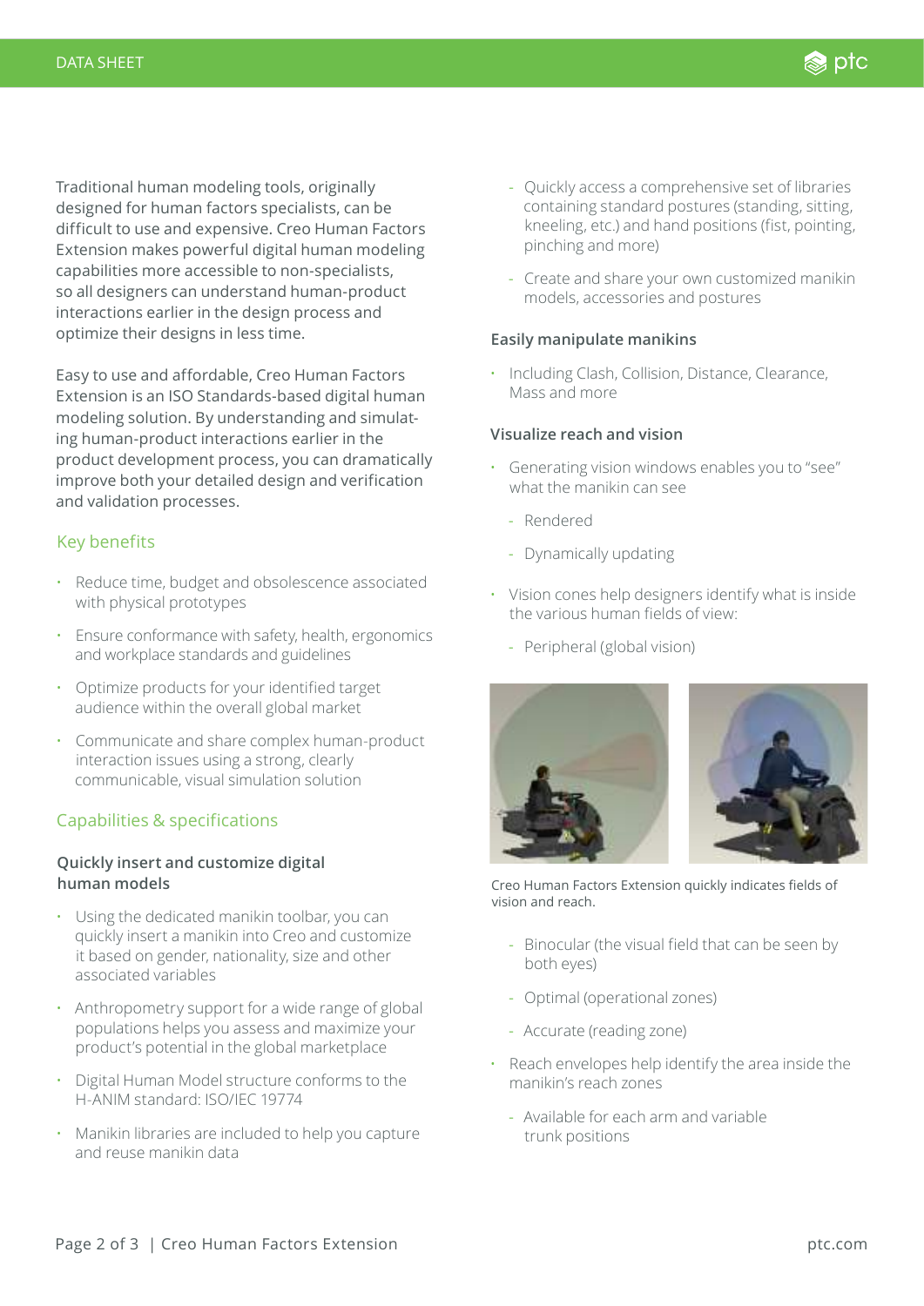Traditional human modeling tools, originally designed for human factors specialists, can be difficult to use and expensive. Creo Human Factors Extension makes powerful digital human modeling capabilities more accessible to non-specialists, so all designers can understand human-product interactions earlier in the design process and optimize their designs in less time.

Easy to use and affordable, Creo Human Factors Extension is an ISO Standards-based digital human modeling solution. By understanding and simulating human-product interactions earlier in the product development process, you can dramatically improve both your detailed design and verification and validation processes.

## Key benefits

- Reduce time, budget and obsolescence associated with physical prototypes
- Ensure conformance with safety, health, ergonomics and workplace standards and guidelines
- Optimize products for your identified target audience within the overall global market
- Communicate and share complex human-product interaction issues using a strong, clearly communicable, visual simulation solution

## Capabilities & specifications

### Quickly insert and customize digital human models

- Using the dedicated manikin toolbar, you can quickly insert a manikin into Creo and customize it based on gender, nationality, size and other associated variables
- Anthropometry support for a wide range of global populations helps you assess and maximize your product's potential in the global marketplace
- Digital Human Model structure conforms to the H-ANIM standard: ISO/IEC 19774
- Manikin libraries are included to help you capture and reuse manikin data
  - Quickly access a comprehensive set of libraries containing standard postures (standing, sitting, kneeling, etc.) and hand positions (fist, pointing, pinching and more)
  - Create and share your own customized manikin models, accessories and postures

### Easily manipulate manikins

- Including Clash, Collision, Distance, Clearance, Mass and more

### Visualize reach and vision

- Generating vision windows enables you to "see" what the manikin can see
  - Rendered
  - Dynamically updating
- Vision cones help designers identify what is inside the various human fields of view:
  - Peripheral (global vision)
  - Binocular (the visual field that can be seen by both eyes)
  - Optimal (operational zones)
  - Accurate (reading zone)
- Reach envelopes help identify the area inside the manikin's reach zones
  - Available for each arm and variable trunk positions

Creo Human Factors Extension quickly indicates fields of vision and reach.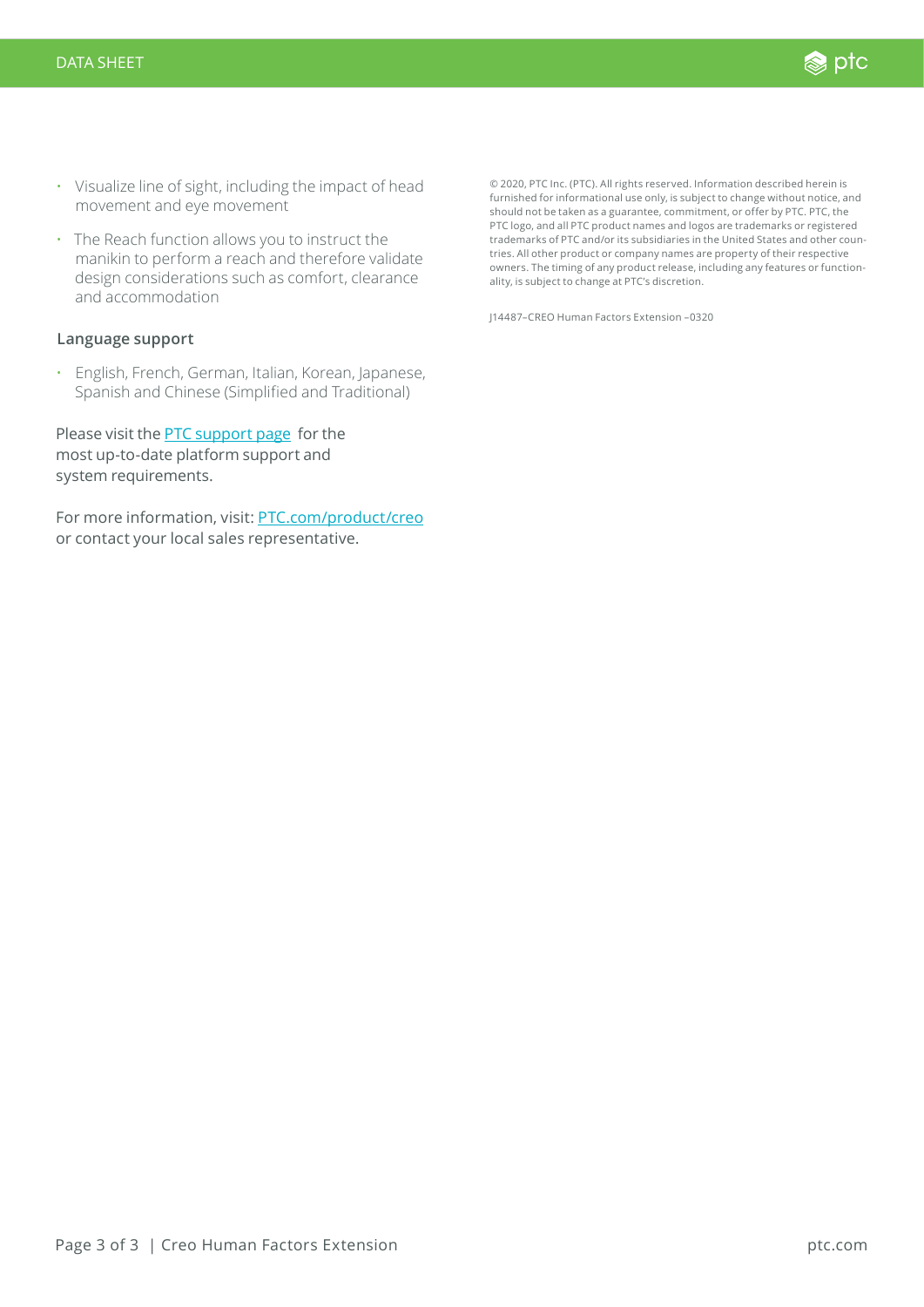- Visualize line of sight, including the impact of head movement and eye movement
- The Reach function allows you to instruct the manikin to perform a reach and therefore validate design considerations such as comfort, clearance and accommodation

### Language support

- English, French, German, Italian, Korean, Japanese, Spanish and Chinese (Simplified and Traditional)

Please visit the [PTC support page](https://www.ptc.com/support) for the most up-to-date platform support and system requirements.

For more information, visit: [PTC.com/product/creo](https://www.ptc.com/product/creo) or contact your local sales representative.

© 2020, PTC Inc. (PTC). All rights reserved. Information described herein is furnished for informational use only, is subject to change without notice, and should not be taken as a guarantee, commitment, or offer by PTC. PTC, the PTC logo, and all PTC product names and logos are trademarks or registered trademarks of PTC and/or its subsidiaries in the United States and other countries. All other product or company names are property of their respective owners. The timing of any product release, including any features or functionality, is subject to change at PTC's discretion.

J14487–CREO Human Factors Extension –0320